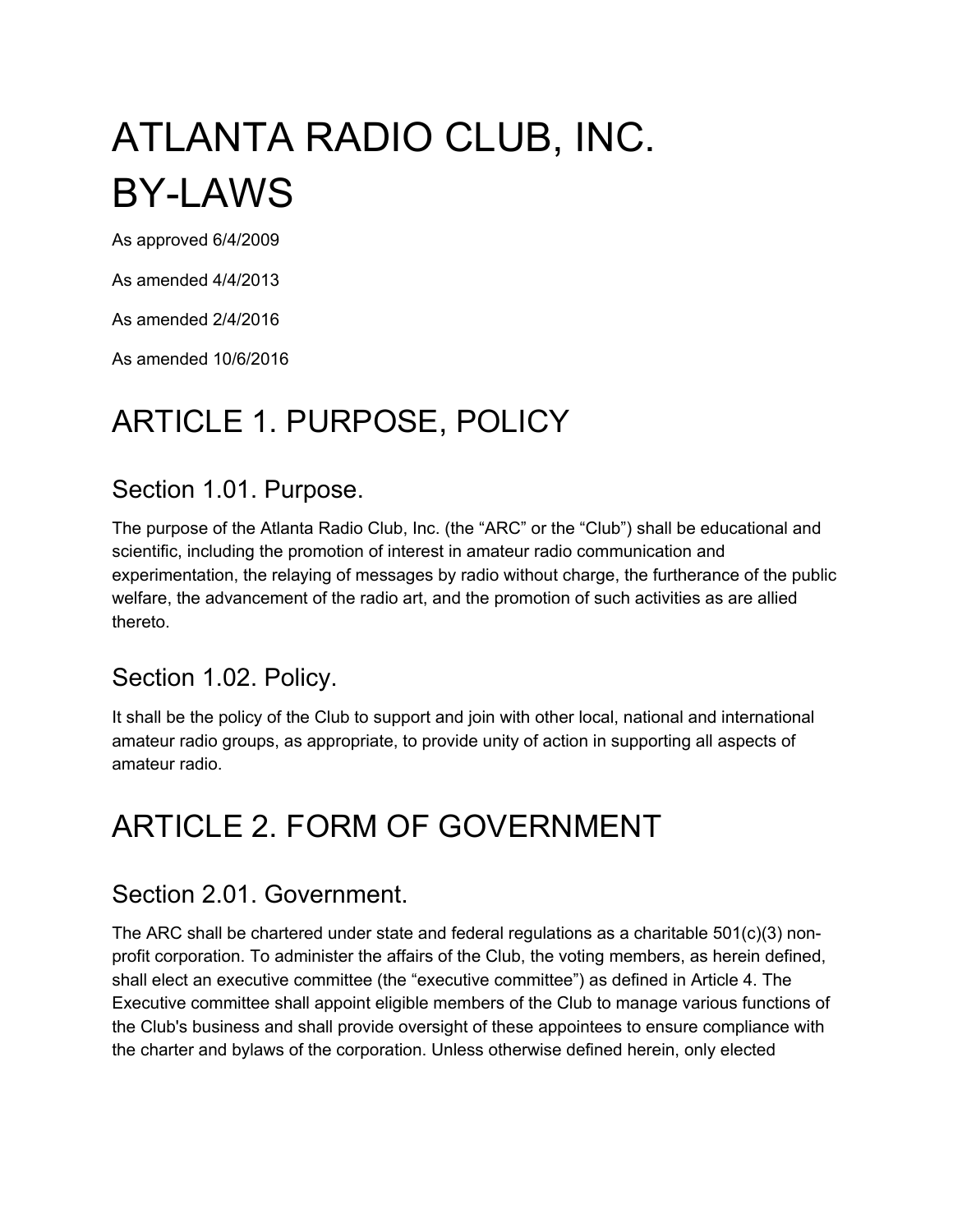# ATLANTA RADIO CLUB, INC. BY-LAWS

As approved 6/4/2009

As amended 4/4/2013

As amended 2/4/2016

As amended 10/6/2016

# ARTICLE 1. PURPOSE, POLICY

## Section 1.01. Purpose.

The purpose of the Atlanta Radio Club, Inc. (the "ARC" or the "Club") shall be educational and scientific, including the promotion of interest in amateur radio communication and experimentation, the relaying of messages by radio without charge, the furtherance of the public welfare, the advancement of the radio art, and the promotion of such activities as are allied thereto.

## Section 1.02. Policy.

It shall be the policy of the Club to support and join with other local, national and international amateur radio groups, as appropriate, to provide unity of action in supporting all aspects of amateur radio.

# ARTICLE 2. FORM OF GOVERNMENT

## Section 2.01. Government.

The ARC shall be chartered under state and federal regulations as a charitable 501(c)(3) non-profit corporation. To administer the affairs of the Club, the voting members, as herein defined, shall elect an executive committee (the "executive committee") as defined in Article 4. The Executive committee shall appoint eligible members of the Club to manage various functions of the Club's business and shall provide oversight of these appointees to ensure compliance with the charter and bylaws of the corporation. Unless otherwise defined herein, only elected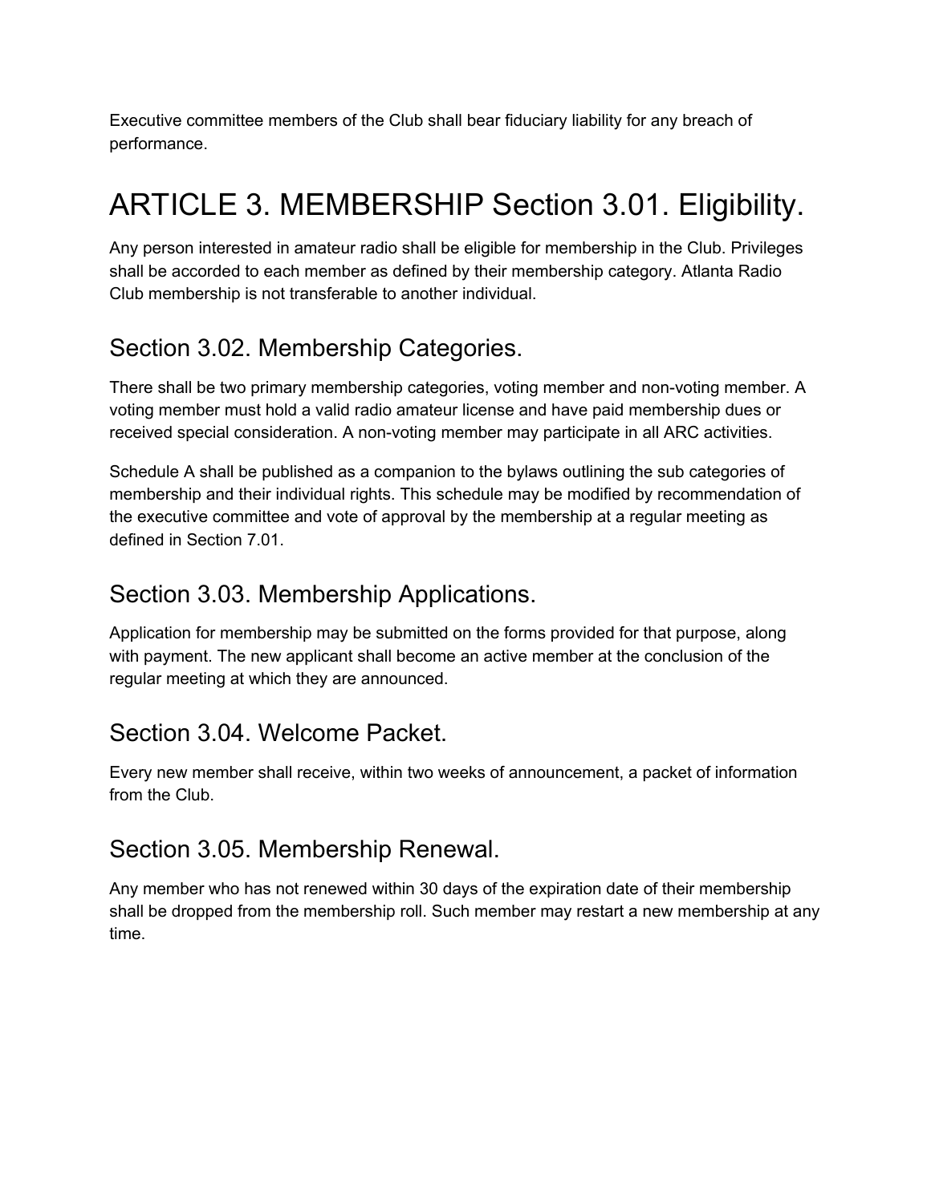Executive committee members of the Club shall bear fiduciary liability for any breach of performance.

# ARTICLE 3. MEMBERSHIP Section 3.01. Eligibility.

Any person interested in amateur radio shall be eligible for membership in the Club. Privileges shall be accorded to each member as defined by their membership category. Atlanta Radio Club membership is not transferable to another individual.

## Section 3.02. Membership Categories.

There shall be two primary membership categories, voting member and non-voting member. A voting member must hold a valid radio amateur license and have paid membership dues or received special consideration. A non-voting member may participate in all ARC activities.

Schedule A shall be published as a companion to the bylaws outlining the sub categories of membership and their individual rights. This schedule may be modified by recommendation of the executive committee and vote of approval by the membership at a regular meeting as defined in Section 7.01.

## Section 3.03. Membership Applications.

Application for membership may be submitted on the forms provided for that purpose, along with payment. The new applicant shall become an active member at the conclusion of the regular meeting at which they are announced.

## Section 3.04. Welcome Packet.

Every new member shall receive, within two weeks of announcement, a packet of information from the Club.

## Section 3.05. Membership Renewal.

Any member who has not renewed within 30 days of the expiration date of their membership shall be dropped from the membership roll. Such member may restart a new membership at any time.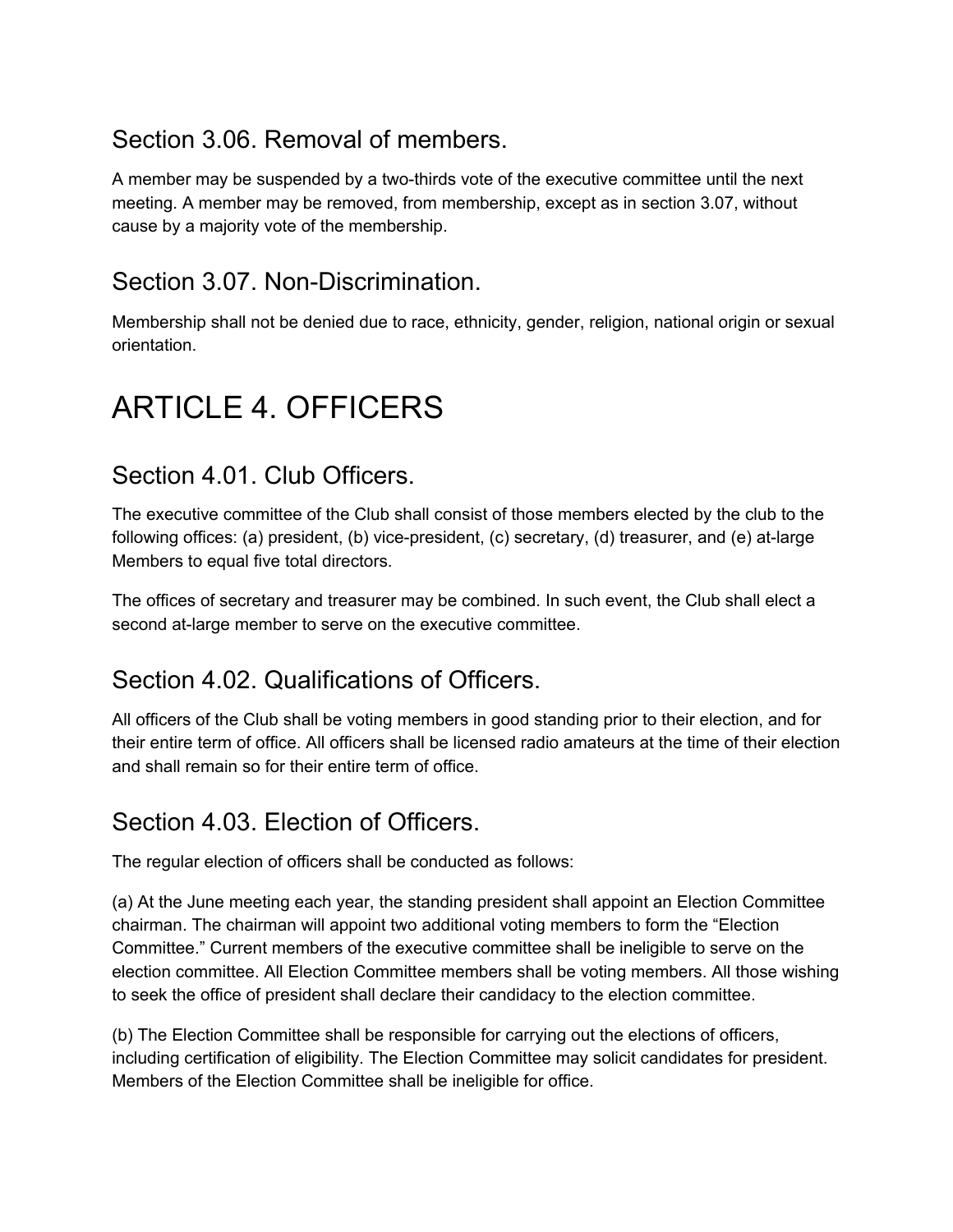## Section 3.06. Removal of members.

A member may be suspended by a two-thirds vote of the executive committee until the next meeting. A member may be removed, from membership, except as in section 3.07, without cause by a majority vote of the membership.

## Section 3.07. Non-Discrimination.

Membership shall not be denied due to race, ethnicity, gender, religion, national origin or sexual orientation.

# ARTICLE 4. OFFICERS

## Section 4.01. Club Officers.

The executive committee of the Club shall consist of those members elected by the club to the following offices: (a) president, (b) vice-president, (c) secretary, (d) treasurer, and (e) at-large Members to equal five total directors.

The offices of secretary and treasurer may be combined. In such event, the Club shall elect a second at-large member to serve on the executive committee.

## Section 4.02. Qualifications of Officers.

All officers of the Club shall be voting members in good standing prior to their election, and for their entire term of office. All officers shall be licensed radio amateurs at the time of their election and shall remain so for their entire term of office.

## Section 4.03. Election of Officers.

The regular election of officers shall be conducted as follows:

(a) At the June meeting each year, the standing president shall appoint an Election Committee chairman. The chairman will appoint two additional voting members to form the "Election Committee." Current members of the executive committee shall be ineligible to serve on the election committee. All Election Committee members shall be voting members. All those wishing to seek the office of president shall declare their candidacy to the election committee.

(b) The Election Committee shall be responsible for carrying out the elections of officers, including certification of eligibility. The Election Committee may solicit candidates for president. Members of the Election Committee shall be ineligible for office.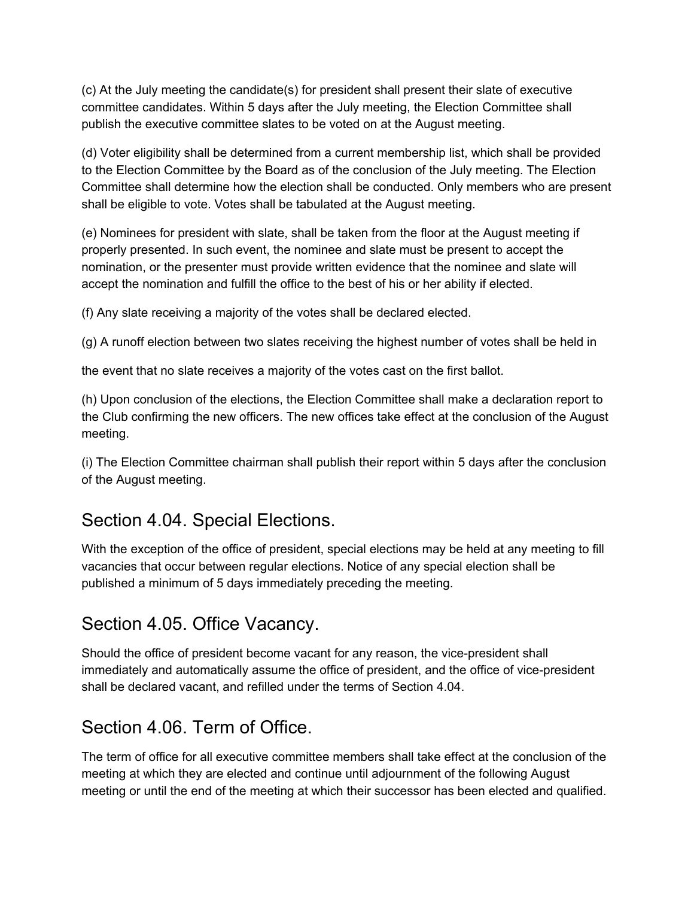(c) At the July meeting the candidate(s) for president shall present their slate of executive committee candidates. Within 5 days after the July meeting, the Election Committee shall publish the executive committee slates to be voted on at the August meeting.

(d) Voter eligibility shall be determined from a current membership list, which shall be provided to the Election Committee by the Board as of the conclusion of the July meeting. The Election Committee shall determine how the election shall be conducted. Only members who are present shall be eligible to vote. Votes shall be tabulated at the August meeting.

(e) Nominees for president with slate, shall be taken from the floor at the August meeting if properly presented. In such event, the nominee and slate must be present to accept the nomination, or the presenter must provide written evidence that the nominee and slate will accept the nomination and fulfill the office to the best of his or her ability if elected.

(f) Any slate receiving a majority of the votes shall be declared elected.

(g) A runoff election between two slates receiving the highest number of votes shall be held in

the event that no slate receives a majority of the votes cast on the first ballot.

(h) Upon conclusion of the elections, the Election Committee shall make a declaration report to the Club confirming the new officers. The new offices take effect at the conclusion of the August meeting.

(i) The Election Committee chairman shall publish their report within 5 days after the conclusion of the August meeting.

## Section 4.04. Special Elections.

With the exception of the office of president, special elections may be held at any meeting to fill vacancies that occur between regular elections. Notice of any special election shall be published a minimum of 5 days immediately preceding the meeting.

## Section 4.05. Office Vacancy.

Should the office of president become vacant for any reason, the vice-president shall immediately and automatically assume the office of president, and the office of vice-president shall be declared vacant, and refilled under the terms of Section 4.04.

## Section 4.06. Term of Office.

The term of office for all executive committee members shall take effect at the conclusion of the meeting at which they are elected and continue until adjournment of the following August meeting or until the end of the meeting at which their successor has been elected and qualified.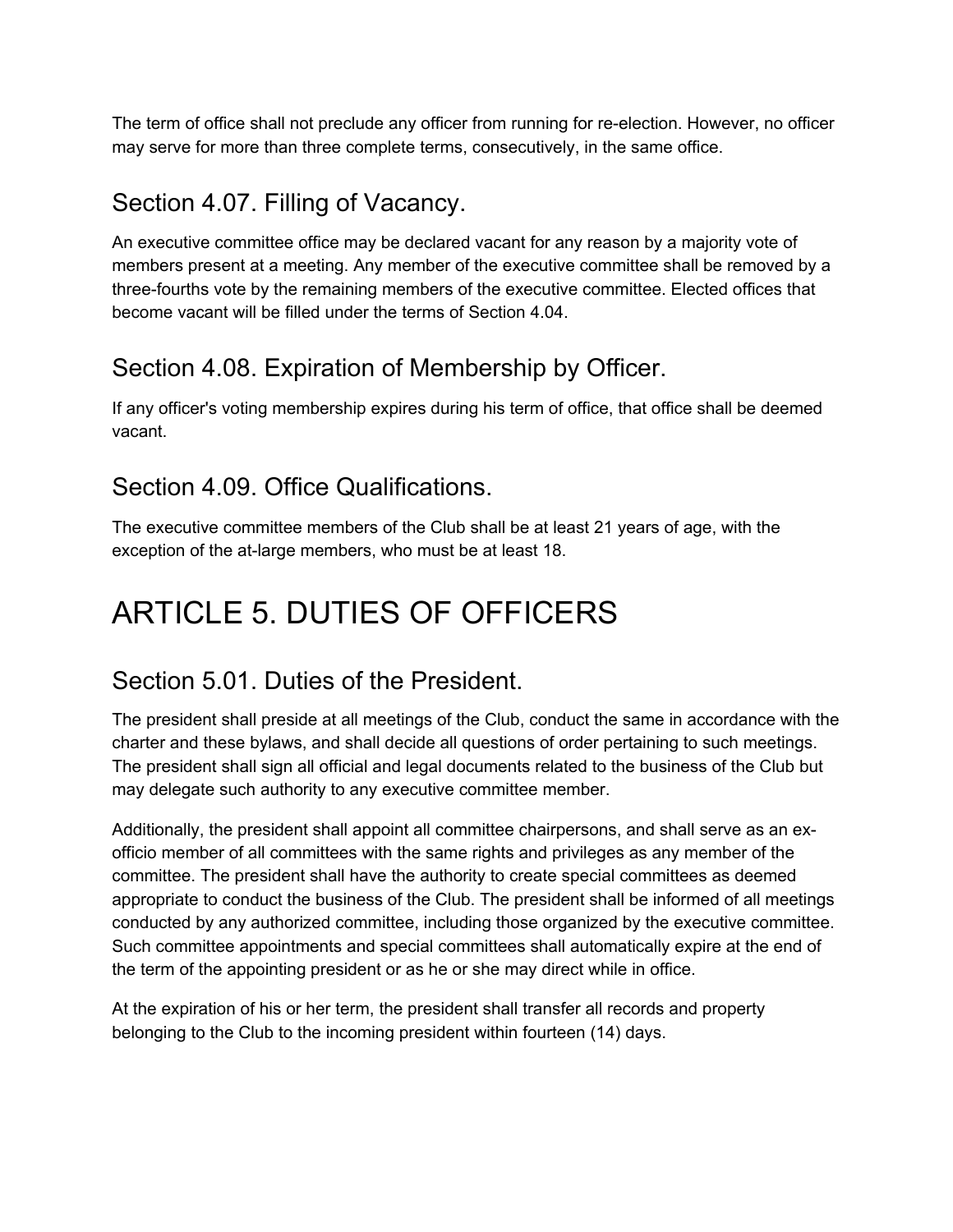The term of office shall not preclude any officer from running for re-election. However, no officer may serve for more than three complete terms, consecutively, in the same office.

## Section 4.07. Filling of Vacancy.

An executive committee office may be declared vacant for any reason by a majority vote of members present at a meeting. Any member of the executive committee shall be removed by a three-fourths vote by the remaining members of the executive committee. Elected offices that become vacant will be filled under the terms of Section 4.04.

## Section 4.08. Expiration of Membership by Officer.

If any officer's voting membership expires during his term of office, that office shall be deemed vacant.

## Section 4.09. Office Qualifications.

The executive committee members of the Club shall be at least 21 years of age, with the exception of the at-large members, who must be at least 18.

# ARTICLE 5. DUTIES OF OFFICERS

## Section 5.01. Duties of the President.

The president shall preside at all meetings of the Club, conduct the same in accordance with the charter and these bylaws, and shall decide all questions of order pertaining to such meetings. The president shall sign all official and legal documents related to the business of the Club but may delegate such authority to any executive committee member.

Additionally, the president shall appoint all committee chairpersons, and shall serve as an ex-officio member of all committees with the same rights and privileges as any member of the committee. The president shall have the authority to create special committees as deemed appropriate to conduct the business of the Club. The president shall be informed of all meetings conducted by any authorized committee, including those organized by the executive committee. Such committee appointments and special committees shall automatically expire at the end of the term of the appointing president or as he or she may direct while in office.

At the expiration of his or her term, the president shall transfer all records and property belonging to the Club to the incoming president within fourteen (14) days.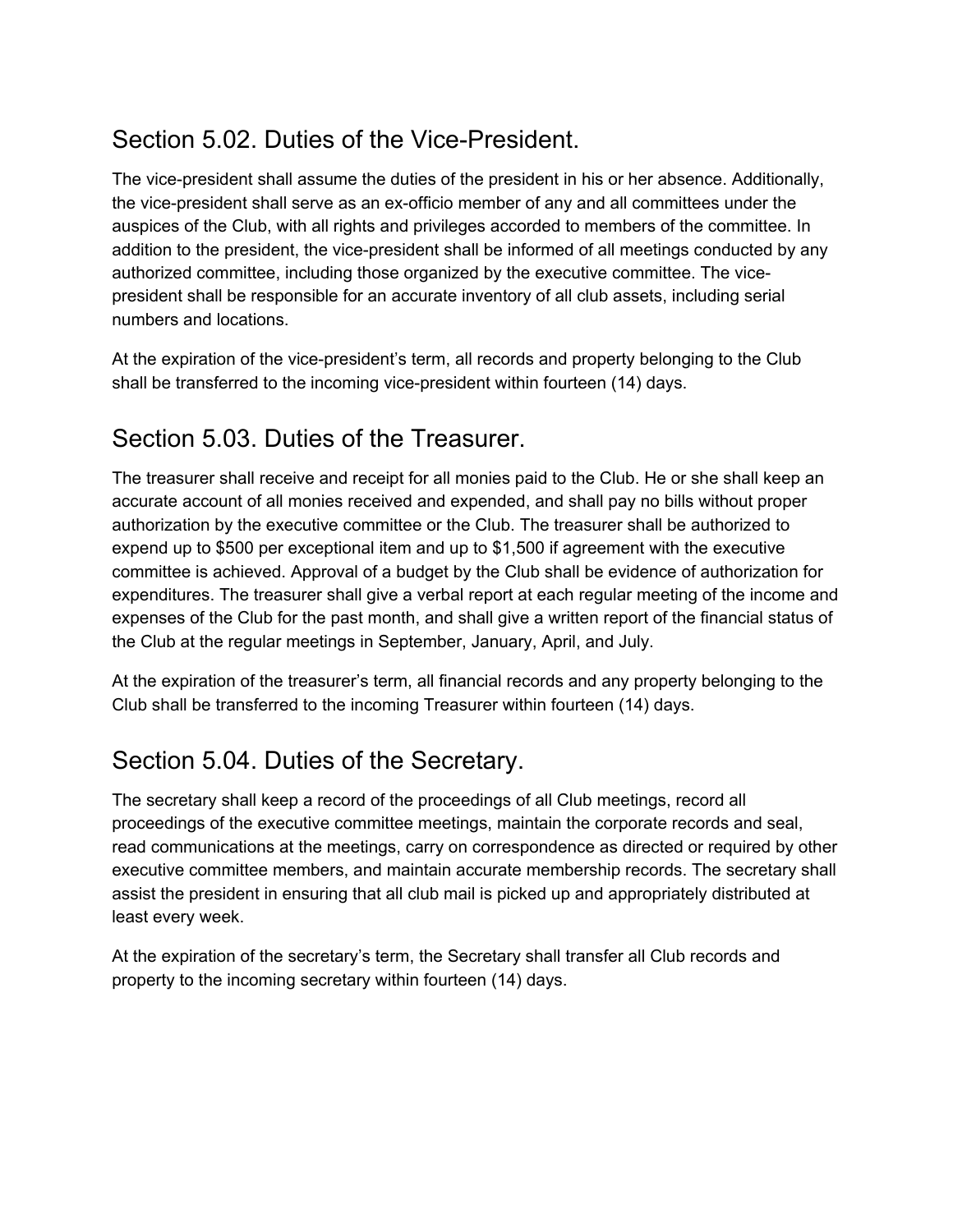## Section 5.02. Duties of the Vice-President.

The vice-president shall assume the duties of the president in his or her absence. Additionally, the vice-president shall serve as an ex-officio member of any and all committees under the auspices of the Club, with all rights and privileges accorded to members of the committee. In addition to the president, the vice-president shall be informed of all meetings conducted by any authorized committee, including those organized by the executive committee. The vice-president shall be responsible for an accurate inventory of all club assets, including serial numbers and locations.

At the expiration of the vice-president's term, all records and property belonging to the Club shall be transferred to the incoming vice-president within fourteen (14) days.

## Section 5.03. Duties of the Treasurer.

The treasurer shall receive and receipt for all monies paid to the Club. He or she shall keep an accurate account of all monies received and expended, and shall pay no bills without proper authorization by the executive committee or the Club. The treasurer shall be authorized to expend up to $500 per exceptional item and up to $1,500 if agreement with the executive committee is achieved. Approval of a budget by the Club shall be evidence of authorization for expenditures. The treasurer shall give a verbal report at each regular meeting of the income and expenses of the Club for the past month, and shall give a written report of the financial status of the Club at the regular meetings in September, January, April, and July.

At the expiration of the treasurer's term, all financial records and any property belonging to the Club shall be transferred to the incoming Treasurer within fourteen (14) days.

## Section 5.04. Duties of the Secretary.

The secretary shall keep a record of the proceedings of all Club meetings, record all proceedings of the executive committee meetings, maintain the corporate records and seal, read communications at the meetings, carry on correspondence as directed or required by other executive committee members, and maintain accurate membership records. The secretary shall assist the president in ensuring that all club mail is picked up and appropriately distributed at least every week.

At the expiration of the secretary's term, the Secretary shall transfer all Club records and property to the incoming secretary within fourteen (14) days.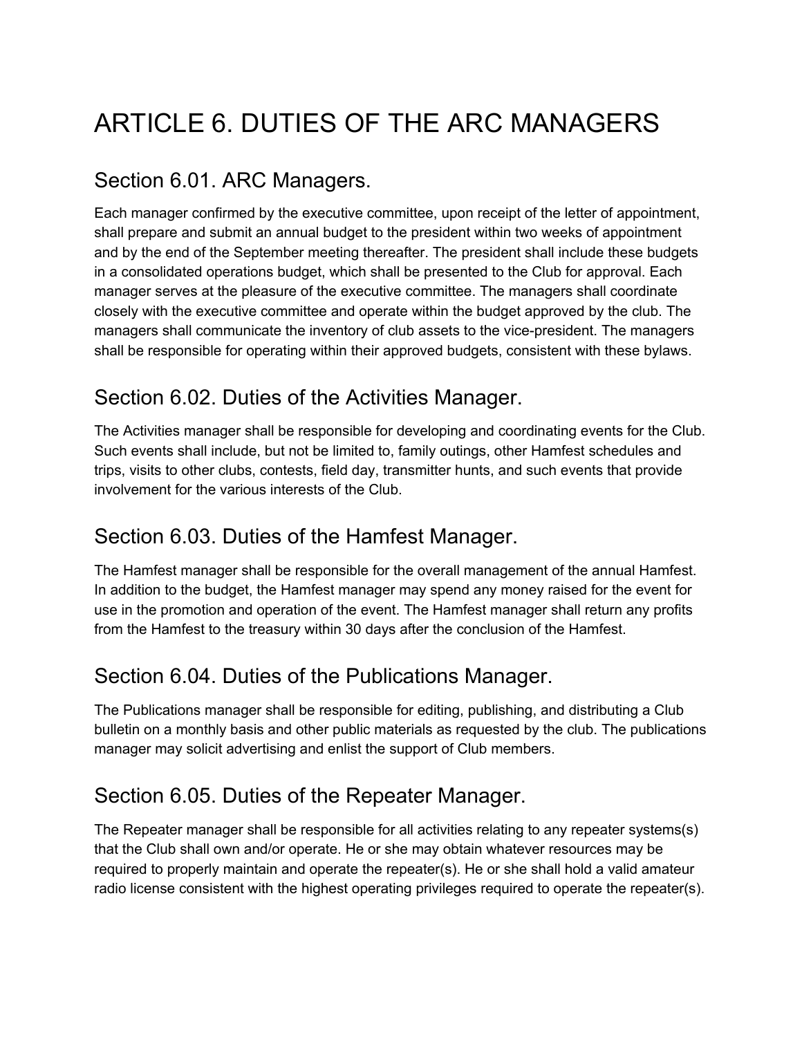# ARTICLE 6. DUTIES OF THE ARC MANAGERS

## Section 6.01. ARC Managers.

Each manager confirmed by the executive committee, upon receipt of the letter of appointment, shall prepare and submit an annual budget to the president within two weeks of appointment and by the end of the September meeting thereafter. The president shall include these budgets in a consolidated operations budget, which shall be presented to the Club for approval. Each manager serves at the pleasure of the executive committee. The managers shall coordinate closely with the executive committee and operate within the budget approved by the club. The managers shall communicate the inventory of club assets to the vice-president. The managers shall be responsible for operating within their approved budgets, consistent with these bylaws.

## Section 6.02. Duties of the Activities Manager.

The Activities manager shall be responsible for developing and coordinating events for the Club. Such events shall include, but not be limited to, family outings, other Hamfest schedules and trips, visits to other clubs, contests, field day, transmitter hunts, and such events that provide involvement for the various interests of the Club.

## Section 6.03. Duties of the Hamfest Manager.

The Hamfest manager shall be responsible for the overall management of the annual Hamfest. In addition to the budget, the Hamfest manager may spend any money raised for the event for use in the promotion and operation of the event. The Hamfest manager shall return any profits from the Hamfest to the treasury within 30 days after the conclusion of the Hamfest.

## Section 6.04. Duties of the Publications Manager.

The Publications manager shall be responsible for editing, publishing, and distributing a Club bulletin on a monthly basis and other public materials as requested by the club. The publications manager may solicit advertising and enlist the support of Club members.

## Section 6.05. Duties of the Repeater Manager.

The Repeater manager shall be responsible for all activities relating to any repeater systems(s) that the Club shall own and/or operate. He or she may obtain whatever resources may be required to properly maintain and operate the repeater(s). He or she shall hold a valid amateur radio license consistent with the highest operating privileges required to operate the repeater(s).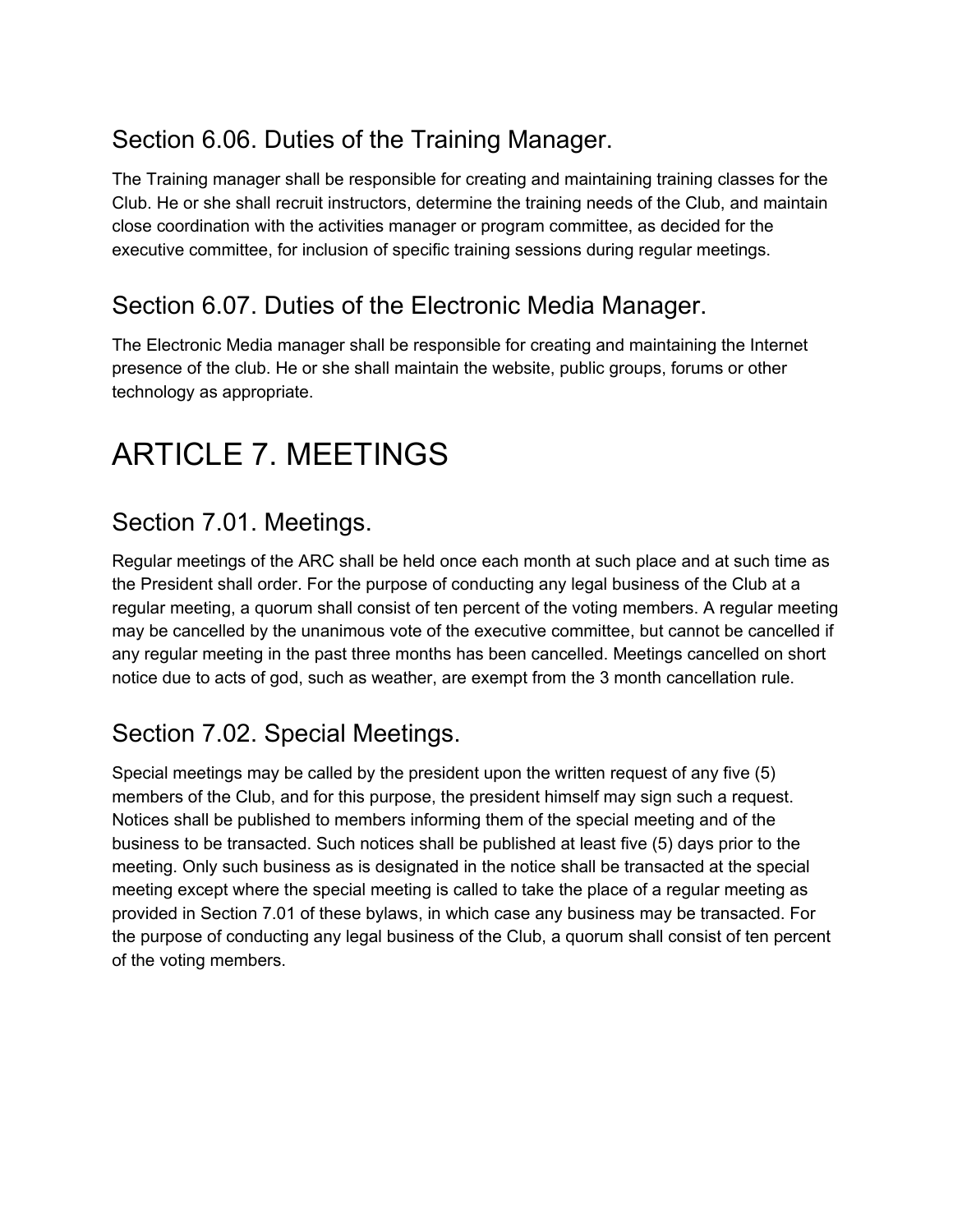## Section 6.06. Duties of the Training Manager.

The Training manager shall be responsible for creating and maintaining training classes for the Club. He or she shall recruit instructors, determine the training needs of the Club, and maintain close coordination with the activities manager or program committee, as decided for the executive committee, for inclusion of specific training sessions during regular meetings.

## Section 6.07. Duties of the Electronic Media Manager.

The Electronic Media manager shall be responsible for creating and maintaining the Internet presence of the club. He or she shall maintain the website, public groups, forums or other technology as appropriate.

# ARTICLE 7. MEETINGS

## Section 7.01. Meetings.

Regular meetings of the ARC shall be held once each month at such place and at such time as the President shall order. For the purpose of conducting any legal business of the Club at a regular meeting, a quorum shall consist of ten percent of the voting members. A regular meeting may be cancelled by the unanimous vote of the executive committee, but cannot be cancelled if any regular meeting in the past three months has been cancelled. Meetings cancelled on short notice due to acts of god, such as weather, are exempt from the 3 month cancellation rule.

## Section 7.02. Special Meetings.

Special meetings may be called by the president upon the written request of any five (5) members of the Club, and for this purpose, the president himself may sign such a request. Notices shall be published to members informing them of the special meeting and of the business to be transacted. Such notices shall be published at least five (5) days prior to the meeting. Only such business as is designated in the notice shall be transacted at the special meeting except where the special meeting is called to take the place of a regular meeting as provided in Section 7.01 of these bylaws, in which case any business may be transacted. For the purpose of conducting any legal business of the Club, a quorum shall consist of ten percent of the voting members.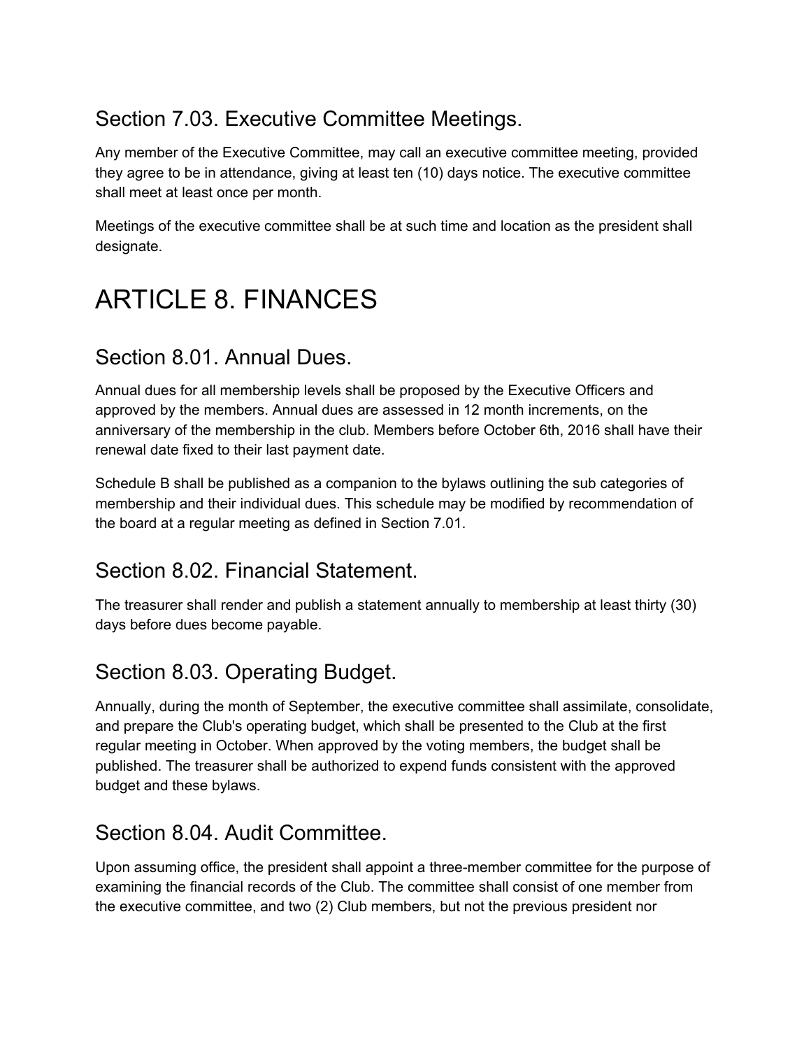## Section 7.03. Executive Committee Meetings.

Any member of the Executive Committee, may call an executive committee meeting, provided they agree to be in attendance, giving at least ten (10) days notice. The executive committee shall meet at least once per month.

Meetings of the executive committee shall be at such time and location as the president shall designate.

# ARTICLE 8. FINANCES

## Section 8.01. Annual Dues.

Annual dues for all membership levels shall be proposed by the Executive Officers and approved by the members. Annual dues are assessed in 12 month increments, on the anniversary of the membership in the club. Members before October 6th, 2016 shall have their renewal date fixed to their last payment date.

Schedule B shall be published as a companion to the bylaws outlining the sub categories of membership and their individual dues. This schedule may be modified by recommendation of the board at a regular meeting as defined in Section 7.01.

## Section 8.02. Financial Statement.

The treasurer shall render and publish a statement annually to membership at least thirty (30) days before dues become payable.

## Section 8.03. Operating Budget.

Annually, during the month of September, the executive committee shall assimilate, consolidate, and prepare the Club's operating budget, which shall be presented to the Club at the first regular meeting in October. When approved by the voting members, the budget shall be published. The treasurer shall be authorized to expend funds consistent with the approved budget and these bylaws.

## Section 8.04. Audit Committee.

Upon assuming office, the president shall appoint a three-member committee for the purpose of examining the financial records of the Club. The committee shall consist of one member from the executive committee, and two (2) Club members, but not the previous president nor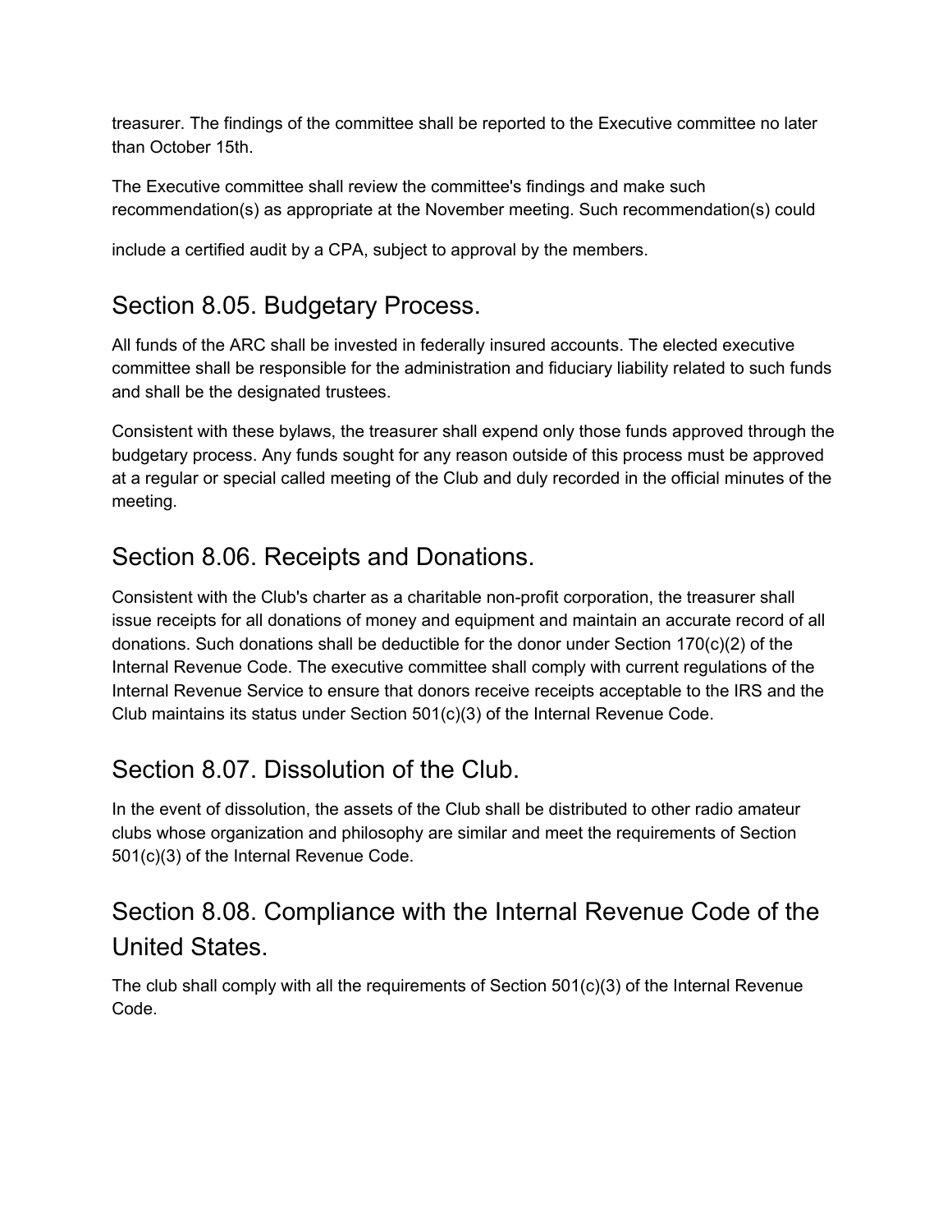treasurer. The findings of the committee shall be reported to the Executive committee no later than October 15th.

The Executive committee shall review the committee's findings and make such recommendation(s) as appropriate at the November meeting. Such recommendation(s) could

include a certified audit by a CPA, subject to approval by the members.

## Section 8.05. Budgetary Process.

All funds of the ARC shall be invested in federally insured accounts. The elected executive committee shall be responsible for the administration and fiduciary liability related to such funds and shall be the designated trustees.

Consistent with these bylaws, the treasurer shall expend only those funds approved through the budgetary process. Any funds sought for any reason outside of this process must be approved at a regular or special called meeting of the Club and duly recorded in the official minutes of the meeting.

## Section 8.06. Receipts and Donations.

Consistent with the Club's charter as a charitable non-profit corporation, the treasurer shall issue receipts for all donations of money and equipment and maintain an accurate record of all donations. Such donations shall be deductible for the donor under Section 170(c)(2) of the Internal Revenue Code. The executive committee shall comply with current regulations of the Internal Revenue Service to ensure that donors receive receipts acceptable to the IRS and the Club maintains its status under Section 501(c)(3) of the Internal Revenue Code.

## Section 8.07. Dissolution of the Club.

In the event of dissolution, the assets of the Club shall be distributed to other radio amateur clubs whose organization and philosophy are similar and meet the requirements of Section 501(c)(3) of the Internal Revenue Code.

## Section 8.08. Compliance with the Internal Revenue Code of the United States.

The club shall comply with all the requirements of Section 501(c)(3) of the Internal Revenue Code.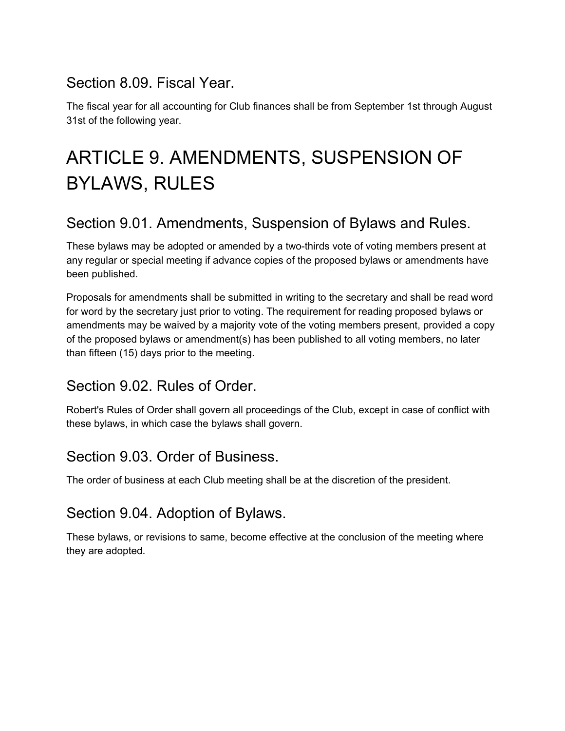### Section 8.09. Fiscal Year.

The fiscal year for all accounting for Club finances shall be from September 1st through August 31st of the following year.

# ARTICLE 9. AMENDMENTS, SUSPENSION OF BYLAWS, RULES

### Section 9.01. Amendments, Suspension of Bylaws and Rules.

These bylaws may be adopted or amended by a two-thirds vote of voting members present at any regular or special meeting if advance copies of the proposed bylaws or amendments have been published.

Proposals for amendments shall be submitted in writing to the secretary and shall be read word for word by the secretary just prior to voting. The requirement for reading proposed bylaws or amendments may be waived by a majority vote of the voting members present, provided a copy of the proposed bylaws or amendment(s) has been published to all voting members, no later than fifteen (15) days prior to the meeting.

### Section 9.02. Rules of Order.

Robert's Rules of Order shall govern all proceedings of the Club, except in case of conflict with these bylaws, in which case the bylaws shall govern.

### Section 9.03. Order of Business.

The order of business at each Club meeting shall be at the discretion of the president.

### Section 9.04. Adoption of Bylaws.

These bylaws, or revisions to same, become effective at the conclusion of the meeting where they are adopted.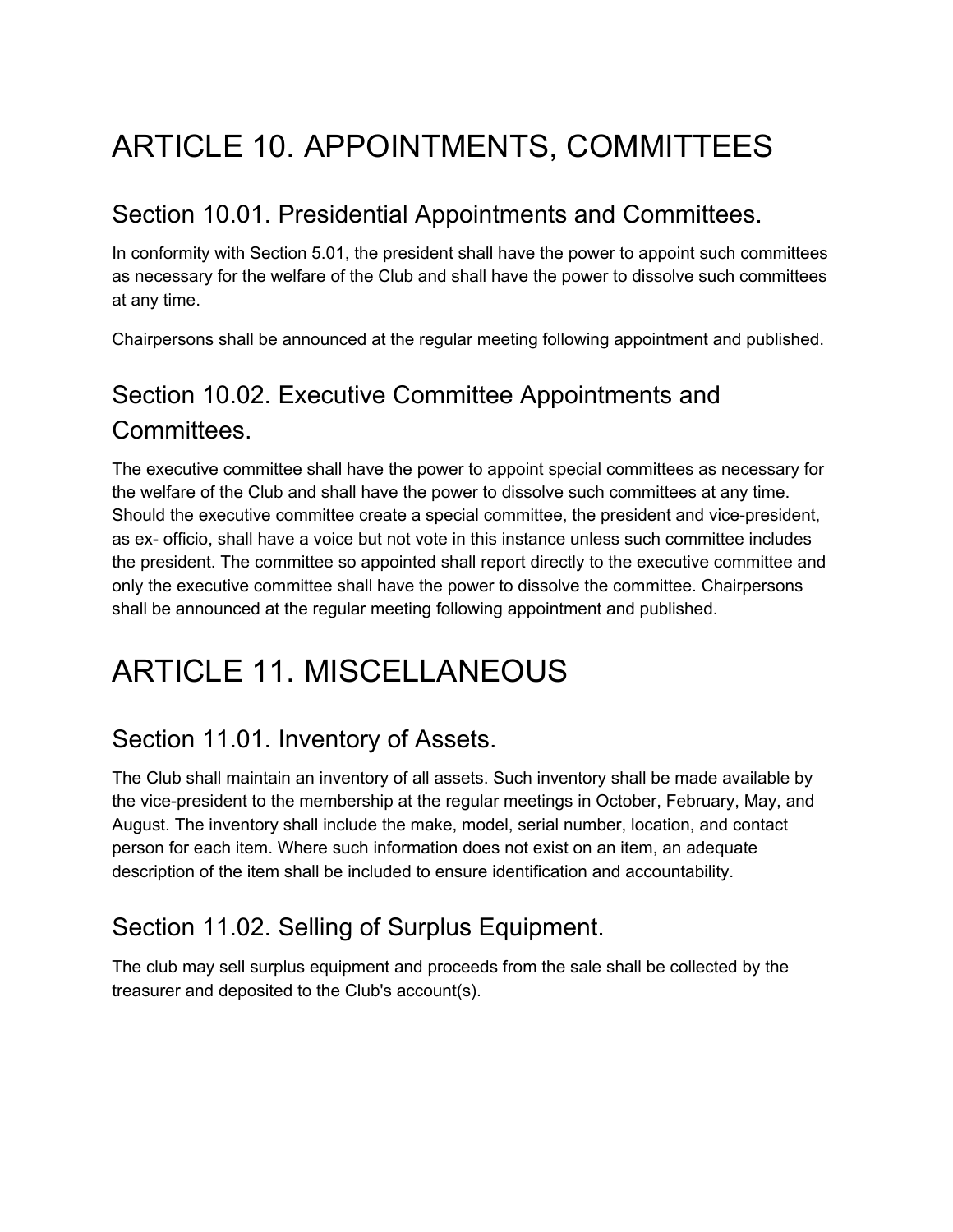# ARTICLE 10. APPOINTMENTS, COMMITTEES

## Section 10.01. Presidential Appointments and Committees.

In conformity with Section 5.01, the president shall have the power to appoint such committees as necessary for the welfare of the Club and shall have the power to dissolve such committees at any time.

Chairpersons shall be announced at the regular meeting following appointment and published.

## Section 10.02. Executive Committee Appointments and Committees.

The executive committee shall have the power to appoint special committees as necessary for the welfare of the Club and shall have the power to dissolve such committees at any time. Should the executive committee create a special committee, the president and vice-president, as ex- officio, shall have a voice but not vote in this instance unless such committee includes the president. The committee so appointed shall report directly to the executive committee and only the executive committee shall have the power to dissolve the committee. Chairpersons shall be announced at the regular meeting following appointment and published.

# ARTICLE 11. MISCELLANEOUS

## Section 11.01. Inventory of Assets.

The Club shall maintain an inventory of all assets. Such inventory shall be made available by the vice-president to the membership at the regular meetings in October, February, May, and August. The inventory shall include the make, model, serial number, location, and contact person for each item. Where such information does not exist on an item, an adequate description of the item shall be included to ensure identification and accountability.

## Section 11.02. Selling of Surplus Equipment.

The club may sell surplus equipment and proceeds from the sale shall be collected by the treasurer and deposited to the Club's account(s).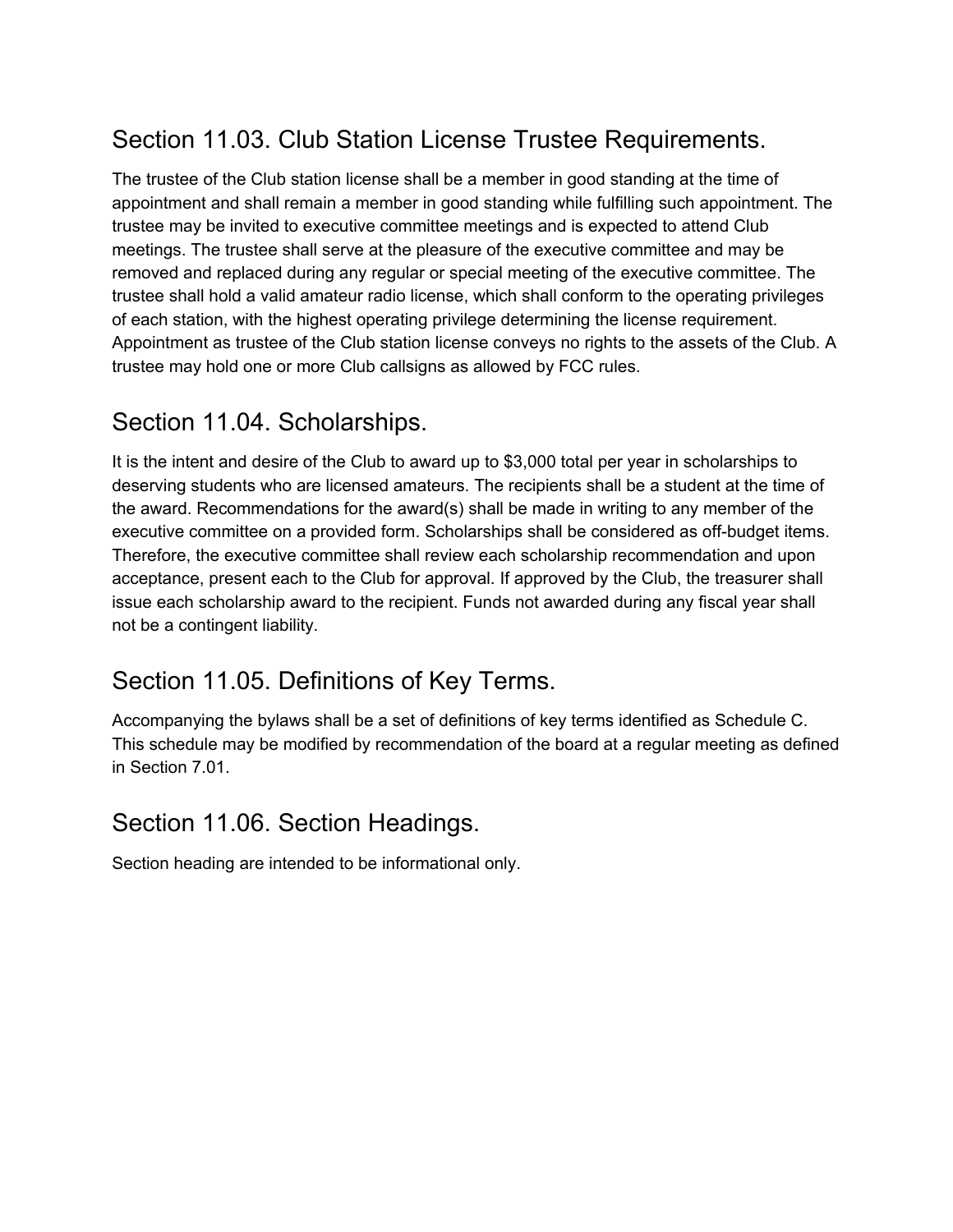## Section 11.03. Club Station License Trustee Requirements.

The trustee of the Club station license shall be a member in good standing at the time of appointment and shall remain a member in good standing while fulfilling such appointment. The trustee may be invited to executive committee meetings and is expected to attend Club meetings. The trustee shall serve at the pleasure of the executive committee and may be removed and replaced during any regular or special meeting of the executive committee. The trustee shall hold a valid amateur radio license, which shall conform to the operating privileges of each station, with the highest operating privilege determining the license requirement. Appointment as trustee of the Club station license conveys no rights to the assets of the Club. A trustee may hold one or more Club callsigns as allowed by FCC rules.

## Section 11.04. Scholarships.

It is the intent and desire of the Club to award up to $3,000 total per year in scholarships to deserving students who are licensed amateurs. The recipients shall be a student at the time of the award. Recommendations for the award(s) shall be made in writing to any member of the executive committee on a provided form. Scholarships shall be considered as off-budget items. Therefore, the executive committee shall review each scholarship recommendation and upon acceptance, present each to the Club for approval. If approved by the Club, the treasurer shall issue each scholarship award to the recipient. Funds not awarded during any fiscal year shall not be a contingent liability.

## Section 11.05. Definitions of Key Terms.

Accompanying the bylaws shall be a set of definitions of key terms identified as Schedule C. This schedule may be modified by recommendation of the board at a regular meeting as defined in Section 7.01.

## Section 11.06. Section Headings.

Section heading are intended to be informational only.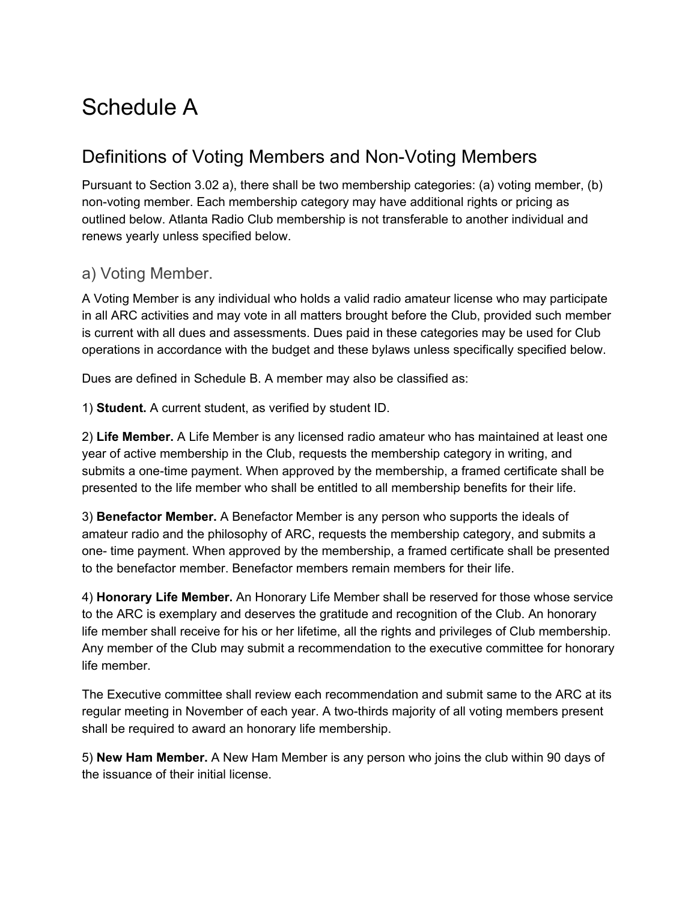# Schedule A

## Definitions of Voting Members and Non-Voting Members

Pursuant to Section 3.02 a), there shall be two membership categories: (a) voting member, (b) non-voting member. Each membership category may have additional rights or pricing as outlined below. Atlanta Radio Club membership is not transferable to another individual and renews yearly unless specified below.

### a) Voting Member.

A Voting Member is any individual who holds a valid radio amateur license who may participate in all ARC activities and may vote in all matters brought before the Club, provided such member is current with all dues and assessments. Dues paid in these categories may be used for Club operations in accordance with the budget and these bylaws unless specifically specified below.

Dues are defined in Schedule B. A member may also be classified as:

1) **Student.** A current student, as verified by student ID.

2) **Life Member.** A Life Member is any licensed radio amateur who has maintained at least one year of active membership in the Club, requests the membership category in writing, and submits a one-time payment. When approved by the membership, a framed certificate shall be presented to the life member who shall be entitled to all membership benefits for their life.

3) **Benefactor Member.** A Benefactor Member is any person who supports the ideals of amateur radio and the philosophy of ARC, requests the membership category, and submits a one- time payment. When approved by the membership, a framed certificate shall be presented to the benefactor member. Benefactor members remain members for their life.

4) **Honorary Life Member.** An Honorary Life Member shall be reserved for those whose service to the ARC is exemplary and deserves the gratitude and recognition of the Club. An honorary life member shall receive for his or her lifetime, all the rights and privileges of Club membership. Any member of the Club may submit a recommendation to the executive committee for honorary life member.

The Executive committee shall review each recommendation and submit same to the ARC at its regular meeting in November of each year. A two-thirds majority of all voting members present shall be required to award an honorary life membership.

5) **New Ham Member.** A New Ham Member is any person who joins the club within 90 days of the issuance of their initial license.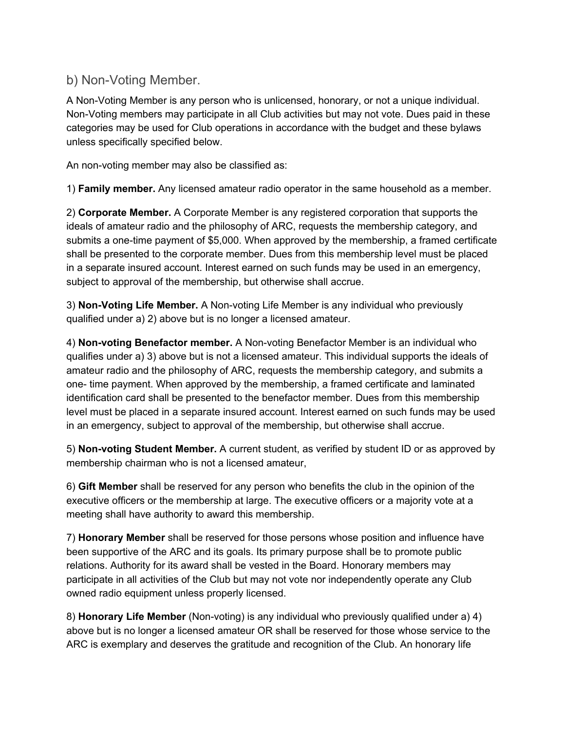## b) Non-Voting Member.

A Non-Voting Member is any person who is unlicensed, honorary, or not a unique individual. Non-Voting members may participate in all Club activities but may not vote. Dues paid in these categories may be used for Club operations in accordance with the budget and these bylaws unless specifically specified below.

An non-voting member may also be classified as:

1) **Family member.** Any licensed amateur radio operator in the same household as a member.

2) **Corporate Member.** A Corporate Member is any registered corporation that supports the ideals of amateur radio and the philosophy of ARC, requests the membership category, and submits a one-time payment of $5,000. When approved by the membership, a framed certificate shall be presented to the corporate member. Dues from this membership level must be placed in a separate insured account. Interest earned on such funds may be used in an emergency, subject to approval of the membership, but otherwise shall accrue.

3) **Non-Voting Life Member.** A Non-voting Life Member is any individual who previously qualified under a) 2) above but is no longer a licensed amateur.

4) **Non-voting Benefactor member.** A Non-voting Benefactor Member is an individual who qualifies under a) 3) above but is not a licensed amateur. This individual supports the ideals of amateur radio and the philosophy of ARC, requests the membership category, and submits a one- time payment. When approved by the membership, a framed certificate and laminated identification card shall be presented to the benefactor member. Dues from this membership level must be placed in a separate insured account. Interest earned on such funds may be used in an emergency, subject to approval of the membership, but otherwise shall accrue.

5) **Non-voting Student Member.** A current student, as verified by student ID or as approved by membership chairman who is not a licensed amateur,

6) **Gift Member** shall be reserved for any person who benefits the club in the opinion of the executive officers or the membership at large. The executive officers or a majority vote at a meeting shall have authority to award this membership.

7) **Honorary Member** shall be reserved for those persons whose position and influence have been supportive of the ARC and its goals. Its primary purpose shall be to promote public relations. Authority for its award shall be vested in the Board. Honorary members may participate in all activities of the Club but may not vote nor independently operate any Club owned radio equipment unless properly licensed.

8) **Honorary Life Member** (Non-voting) is any individual who previously qualified under a) 4) above but is no longer a licensed amateur OR shall be reserved for those whose service to the ARC is exemplary and deserves the gratitude and recognition of the Club. An honorary life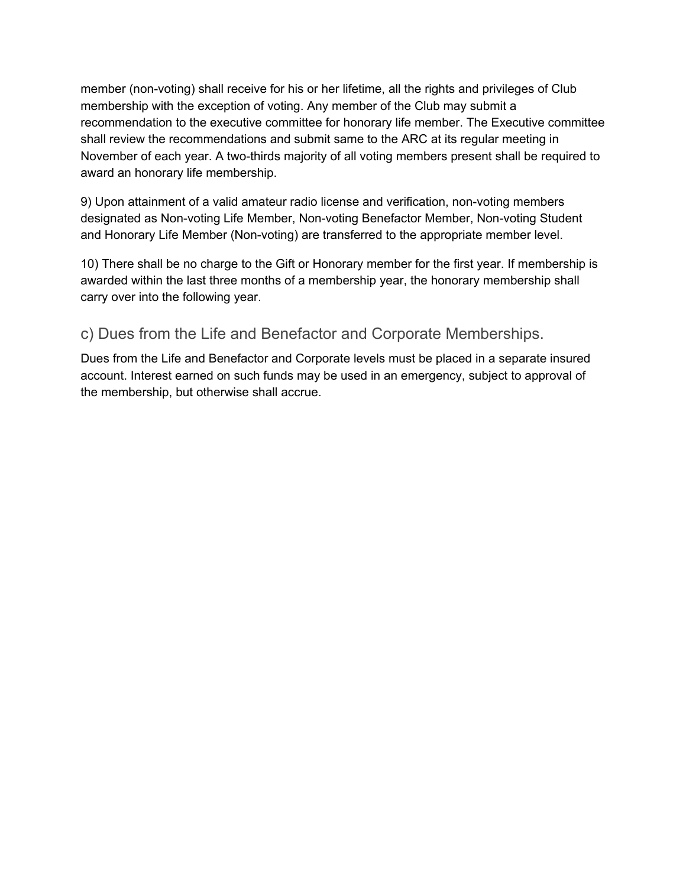member (non-voting) shall receive for his or her lifetime, all the rights and privileges of Club membership with the exception of voting. Any member of the Club may submit a recommendation to the executive committee for honorary life member. The Executive committee shall review the recommendations and submit same to the ARC at its regular meeting in November of each year. A two-thirds majority of all voting members present shall be required to award an honorary life membership.

9) Upon attainment of a valid amateur radio license and verification, non-voting members designated as Non-voting Life Member, Non-voting Benefactor Member, Non-voting Student and Honorary Life Member (Non-voting) are transferred to the appropriate member level.

10) There shall be no charge to the Gift or Honorary member for the first year. If membership is awarded within the last three months of a membership year, the honorary membership shall carry over into the following year.

## c) Dues from the Life and Benefactor and Corporate Memberships.

Dues from the Life and Benefactor and Corporate levels must be placed in a separate insured account. Interest earned on such funds may be used in an emergency, subject to approval of the membership, but otherwise shall accrue.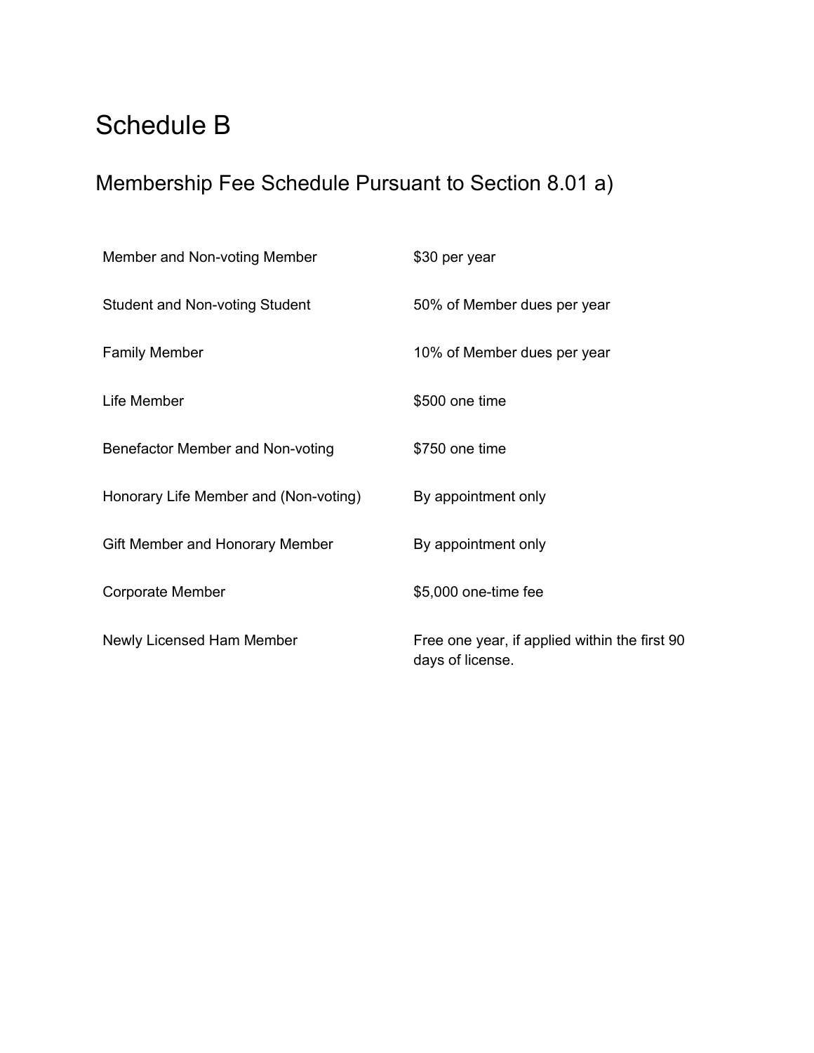# Schedule B

## Membership Fee Schedule Pursuant to Section 8.01 a)

| | |
|---|---|
| Member and Non-voting Member | $30 per year |
| Student and Non-voting Student | 50% of Member dues per year |
| Family Member | 10% of Member dues per year |
| Life Member | $500 one time |
| Benefactor Member and Non-voting | $750 one time |
| Honorary Life Member and (Non-voting) | By appointment only |
| Gift Member and Honorary Member | By appointment only |
| Corporate Member | $5,000 one-time fee |
| Newly Licensed Ham Member | Free one year, if applied within the first 90 days of license. |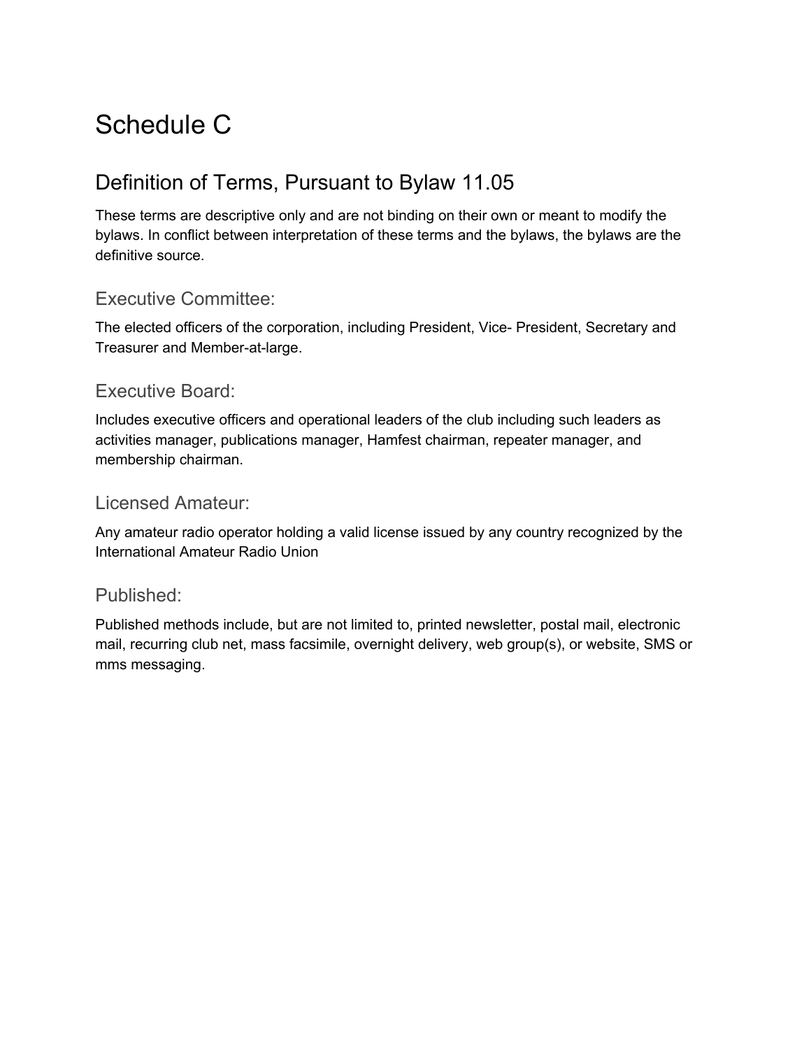# Schedule C

## Definition of Terms, Pursuant to Bylaw 11.05

These terms are descriptive only and are not binding on their own or meant to modify the bylaws. In conflict between interpretation of these terms and the bylaws, the bylaws are the definitive source.

### Executive Committee:

The elected officers of the corporation, including President, Vice- President, Secretary and Treasurer and Member-at-large.

### Executive Board:

Includes executive officers and operational leaders of the club including such leaders as activities manager, publications manager, Hamfest chairman, repeater manager, and membership chairman.

### Licensed Amateur:

Any amateur radio operator holding a valid license issued by any country recognized by the International Amateur Radio Union

### Published:

Published methods include, but are not limited to, printed newsletter, postal mail, electronic mail, recurring club net, mass facsimile, overnight delivery, web group(s), or website, SMS or mms messaging.